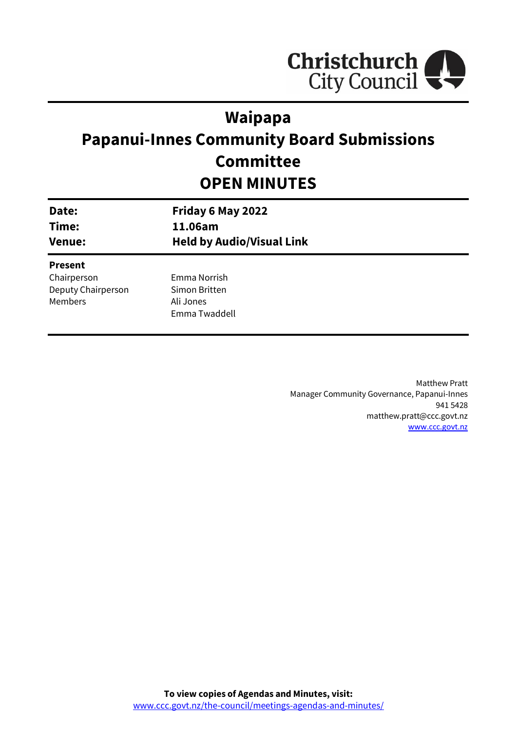Christchurch City Council

# Waipapa
# Papanui-Innes Community Board Submissions Committee
# OPEN MINUTES

| | |
|---|---|
| **Date:** | **Friday 6 May 2022** |
| **Time:** | **11.06am** |
| **Venue:** | **Held by Audio/Visual Link** |

**Present**

| | |
|---|---|
| Chairperson | Emma Norrish |
| Deputy Chairperson | Simon Britten |
| Members | Ali Jones |
| | Emma Twaddell |

Matthew Pratt
Manager Community Governance, Papanui-Innes
941 5428
matthew.pratt@ccc.govt.nz
www.ccc.govt.nz

**To view copies of Agendas and Minutes, visit:**
www.ccc.govt.nz/the-council/meetings-agendas-and-minutes/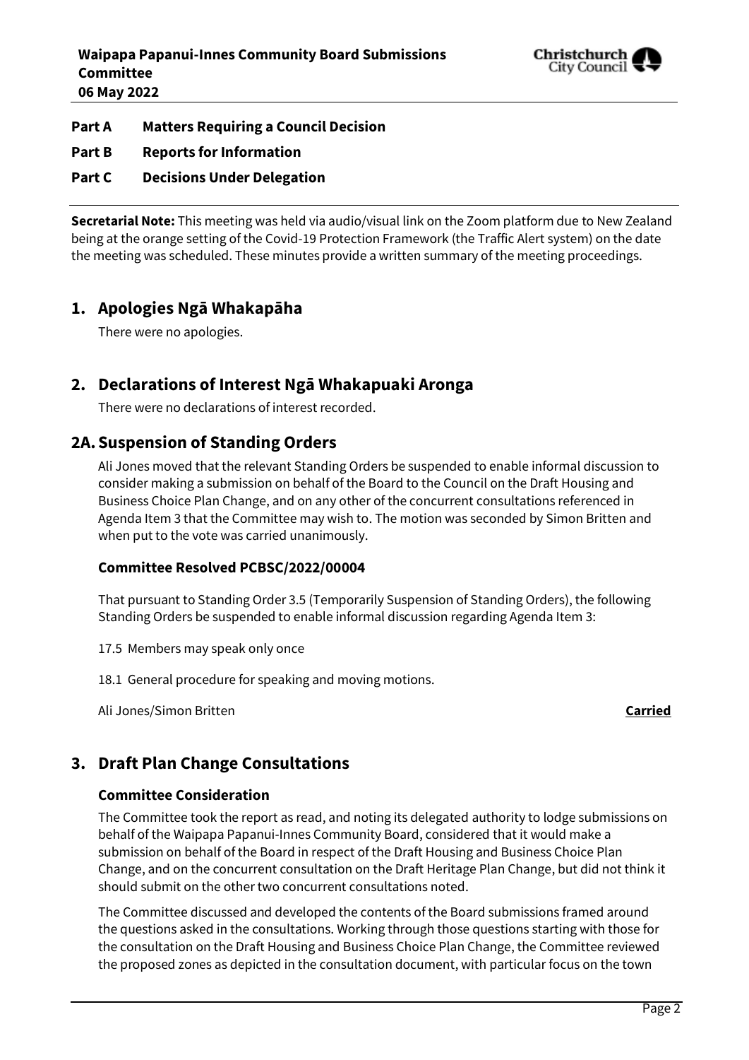**Part A Matters Requiring a Council Decision**

**Part B Reports for Information**

**Part C Decisions Under Delegation**

**Secretarial Note:** This meeting was held via audio/visual link on the Zoom platform due to New Zealand being at the orange setting of the Covid-19 Protection Framework (the Traffic Alert system) on the date the meeting was scheduled. These minutes provide a written summary of the meeting proceedings.

## 1. Apologies Ngā Whakapāha

There were no apologies.

## 2. Declarations of Interest Ngā Whakapuaki Aronga

There were no declarations of interest recorded.

## 2A. Suspension of Standing Orders

Ali Jones moved that the relevant Standing Orders be suspended to enable informal discussion to consider making a submission on behalf of the Board to the Council on the Draft Housing and Business Choice Plan Change, and on any other of the concurrent consultations referenced in Agenda Item 3 that the Committee may wish to. The motion was seconded by Simon Britten and when put to the vote was carried unanimously.

### Committee Resolved PCBSC/2022/00004

That pursuant to Standing Order 3.5 (Temporarily Suspension of Standing Orders), the following Standing Orders be suspended to enable informal discussion regarding Agenda Item 3:

17.5 Members may speak only once

18.1 General procedure for speaking and moving motions.

Ali Jones/Simon Britten **Carried**

## 3. Draft Plan Change Consultations

### Committee Consideration

The Committee took the report as read, and noting its delegated authority to lodge submissions on behalf of the Waipapa Papanui-Innes Community Board, considered that it would make a submission on behalf of the Board in respect of the Draft Housing and Business Choice Plan Change, and on the concurrent consultation on the Draft Heritage Plan Change, but did not think it should submit on the other two concurrent consultations noted.

The Committee discussed and developed the contents of the Board submissions framed around the questions asked in the consultations. Working through those questions starting with those for the consultation on the Draft Housing and Business Choice Plan Change, the Committee reviewed the proposed zones as depicted in the consultation document, with particular focus on the town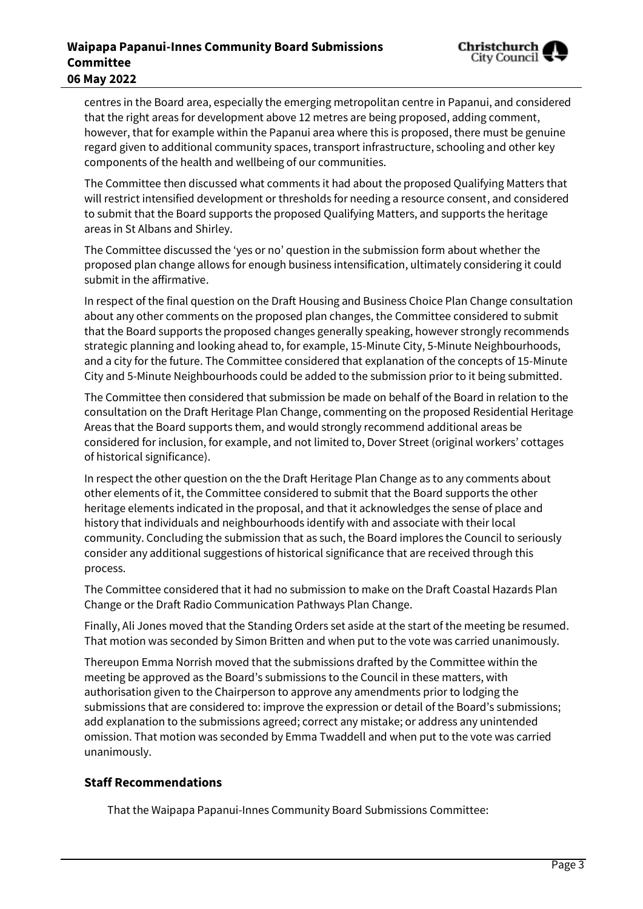centres in the Board area, especially the emerging metropolitan centre in Papanui, and considered that the right areas for development above 12 metres are being proposed, adding comment, however, that for example within the Papanui area where this is proposed, there must be genuine regard given to additional community spaces, transport infrastructure, schooling and other key components of the health and wellbeing of our communities.

The Committee then discussed what comments it had about the proposed Qualifying Matters that will restrict intensified development or thresholds for needing a resource consent, and considered to submit that the Board supports the proposed Qualifying Matters, and supports the heritage areas in St Albans and Shirley.

The Committee discussed the 'yes or no' question in the submission form about whether the proposed plan change allows for enough business intensification, ultimately considering it could submit in the affirmative.

In respect of the final question on the Draft Housing and Business Choice Plan Change consultation about any other comments on the proposed plan changes, the Committee considered to submit that the Board supports the proposed changes generally speaking, however strongly recommends strategic planning and looking ahead to, for example, 15-Minute City, 5-Minute Neighbourhoods, and a city for the future. The Committee considered that explanation of the concepts of 15-Minute City and 5-Minute Neighbourhoods could be added to the submission prior to it being submitted.

The Committee then considered that submission be made on behalf of the Board in relation to the consultation on the Draft Heritage Plan Change, commenting on the proposed Residential Heritage Areas that the Board supports them, and would strongly recommend additional areas be considered for inclusion, for example, and not limited to, Dover Street (original workers' cottages of historical significance).

In respect the other question on the the Draft Heritage Plan Change as to any comments about other elements of it, the Committee considered to submit that the Board supports the other heritage elements indicated in the proposal, and that it acknowledges the sense of place and history that individuals and neighbourhoods identify with and associate with their local community. Concluding the submission that as such, the Board implores the Council to seriously consider any additional suggestions of historical significance that are received through this process.

The Committee considered that it had no submission to make on the Draft Coastal Hazards Plan Change or the Draft Radio Communication Pathways Plan Change.

Finally, Ali Jones moved that the Standing Orders set aside at the start of the meeting be resumed. That motion was seconded by Simon Britten and when put to the vote was carried unanimously.

Thereupon Emma Norrish moved that the submissions drafted by the Committee within the meeting be approved as the Board's submissions to the Council in these matters, with authorisation given to the Chairperson to approve any amendments prior to lodging the submissions that are considered to: improve the expression or detail of the Board's submissions; add explanation to the submissions agreed; correct any mistake; or address any unintended omission. That motion was seconded by Emma Twaddell and when put to the vote was carried unanimously.

### Staff Recommendations

That the Waipapa Papanui-Innes Community Board Submissions Committee: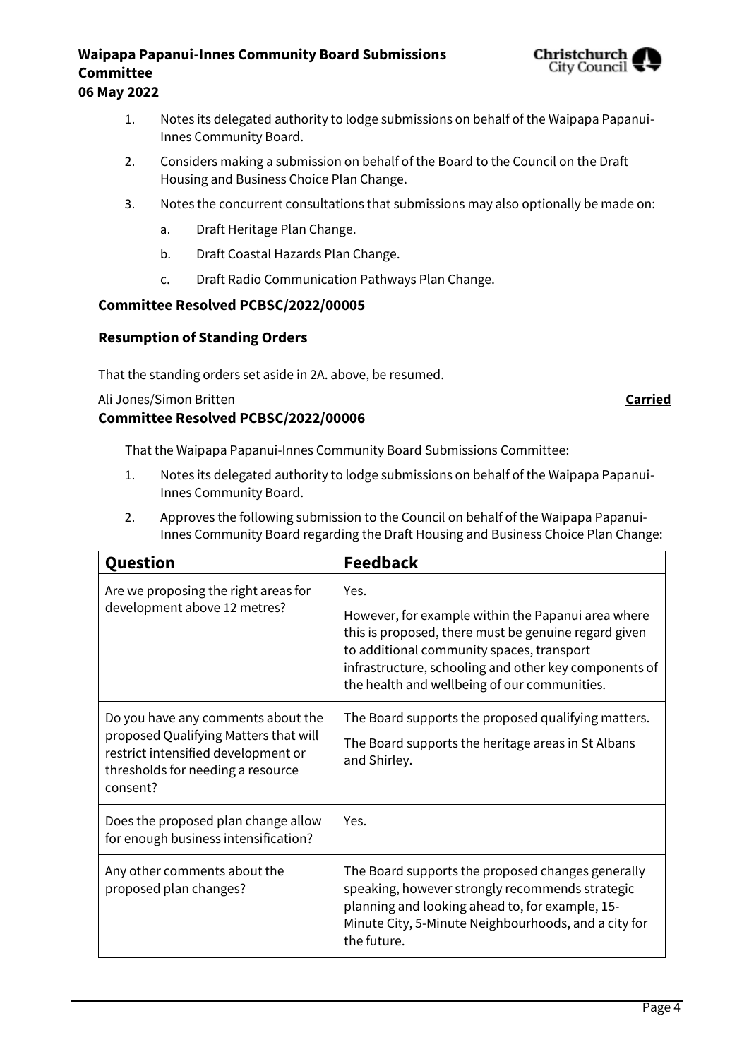1. Notes its delegated authority to lodge submissions on behalf of the Waipapa Papanui-Innes Community Board.
2. Considers making a submission on behalf of the Board to the Council on the Draft Housing and Business Choice Plan Change.
3. Notes the concurrent consultations that submissions may also optionally be made on:
    a. Draft Heritage Plan Change.
    b. Draft Coastal Hazards Plan Change.
    c. Draft Radio Communication Pathways Plan Change.

**Committee Resolved PCBSC/2022/00005**

**Resumption of Standing Orders**

That the standing orders set aside in 2A. above, be resumed.

Ali Jones/Simon Britten **Carried**

**Committee Resolved PCBSC/2022/00006**

That the Waipapa Papanui-Innes Community Board Submissions Committee:

1. Notes its delegated authority to lodge submissions on behalf of the Waipapa Papanui-Innes Community Board.
2. Approves the following submission to the Council on behalf of the Waipapa Papanui-Innes Community Board regarding the Draft Housing and Business Choice Plan Change:

| Question | Feedback |
|---|---|
| Are we proposing the right areas for development above 12 metres? | Yes.<br><br>However, for example within the Papanui area where this is proposed, there must be genuine regard given to additional community spaces, transport infrastructure, schooling and other key components of the health and wellbeing of our communities. |
| Do you have any comments about the proposed Qualifying Matters that will restrict intensified development or thresholds for needing a resource consent? | The Board supports the proposed qualifying matters.<br><br>The Board supports the heritage areas in St Albans and Shirley. |
| Does the proposed plan change allow for enough business intensification? | Yes. |
| Any other comments about the proposed plan changes? | The Board supports the proposed changes generally speaking, however strongly recommends strategic planning and looking ahead to, for example, 15-Minute City, 5-Minute Neighbourhoods, and a city for the future. |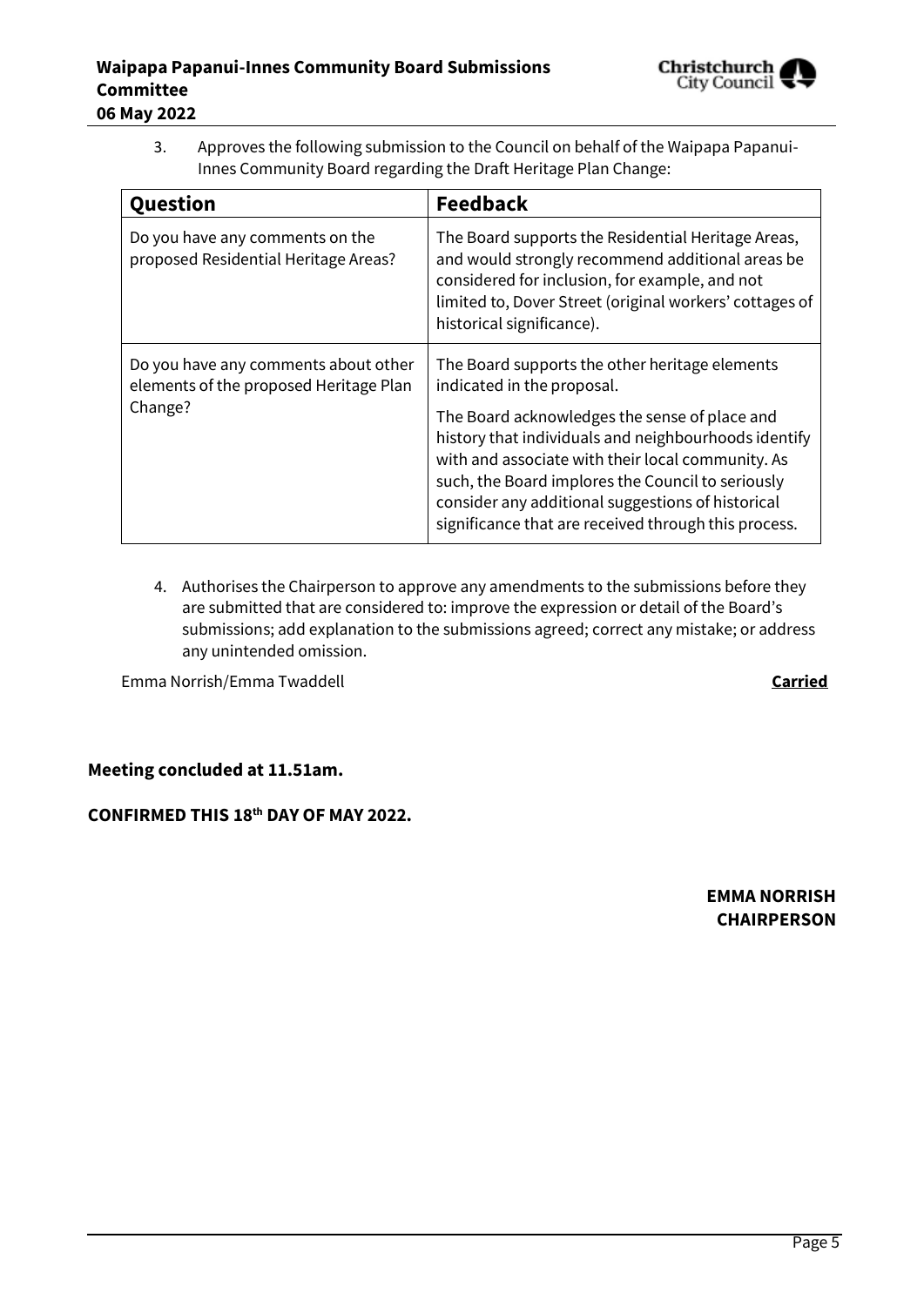3. Approves the following submission to the Council on behalf of the Waipapa Papanui-Innes Community Board regarding the Draft Heritage Plan Change:

| Question | Feedback |
| --- | --- |
| Do you have any comments on the proposed Residential Heritage Areas? | The Board supports the Residential Heritage Areas, and would strongly recommend additional areas be considered for inclusion, for example, and not limited to, Dover Street (original workers' cottages of historical significance). |
| Do you have any comments about other elements of the proposed Heritage Plan Change? | The Board supports the other heritage elements indicated in the proposal.<br><br>The Board acknowledges the sense of place and history that individuals and neighbourhoods identify with and associate with their local community. As such, the Board implores the Council to seriously consider any additional suggestions of historical significance that are received through this process. |

4. Authorises the Chairperson to approve any amendments to the submissions before they are submitted that are considered to: improve the expression or detail of the Board's submissions; add explanation to the submissions agreed; correct any mistake; or address any unintended omission.

Emma Norrish/Emma Twaddell **Carried**

**Meeting concluded at 11.51am.**

**CONFIRMED THIS 18th DAY OF MAY 2022.**

**EMMA NORRISH**
**CHAIRPERSON**